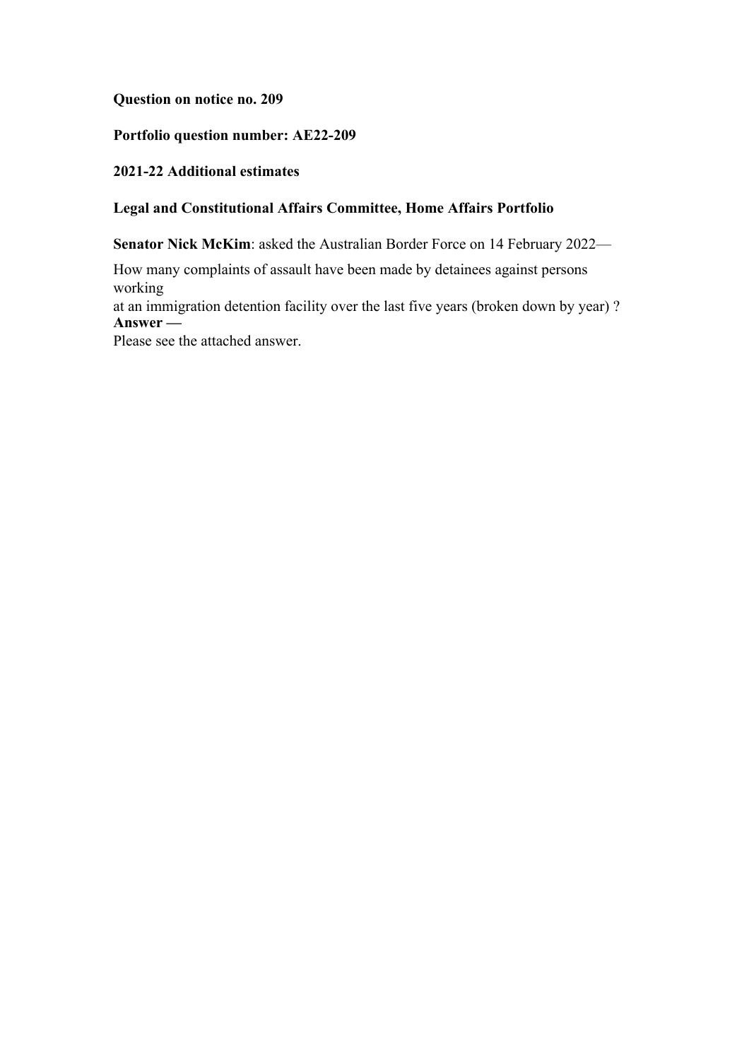**Question on notice no. 209**

**Portfolio question number: AE22-209**

**2021-22 Additional estimates**

**Legal and Constitutional Affairs Committee, Home Affairs Portfolio**

**Senator Nick McKim**: asked the Australian Border Force on 14 February 2022—

How many complaints of assault have been made by detainees against persons working at an immigration detention facility over the last five years (broken down by year) ?

**Answer —**

Please see the attached answer.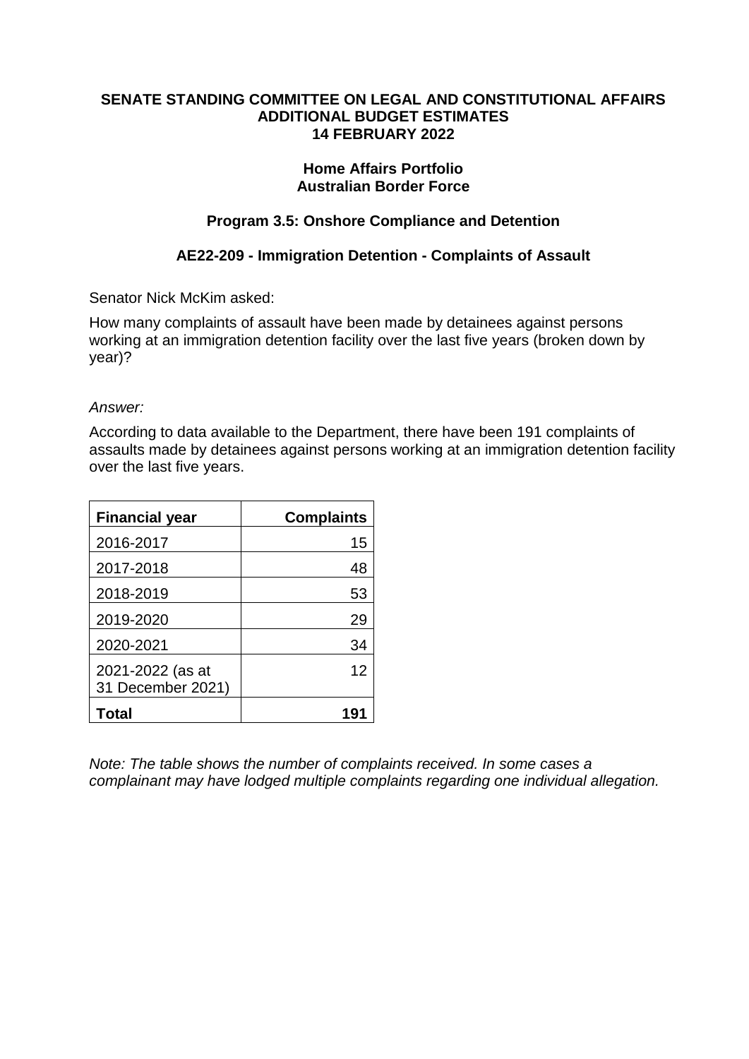**SENATE STANDING COMMITTEE ON LEGAL AND CONSTITUTIONAL AFFAIRS**
**ADDITIONAL BUDGET ESTIMATES**
**14 FEBRUARY 2022**

**Home Affairs Portfolio**
**Australian Border Force**

**Program 3.5: Onshore Compliance and Detention**

**AE22-209 - Immigration Detention - Complaints of Assault**

Senator Nick McKim asked:

How many complaints of assault have been made by detainees against persons working at an immigration detention facility over the last five years (broken down by year)?

*Answer:*

According to data available to the Department, there have been 191 complaints of assaults made by detainees against persons working at an immigration detention facility over the last five years.

| Financial year | Complaints |
| --- | ---: |
| 2016-2017 | 15 |
| 2017-2018 | 48 |
| 2018-2019 | 53 |
| 2019-2020 | 29 |
| 2020-2021 | 34 |
| 2021-2022 (as at 31 December 2021) | 12 |
| **Total** | **191** |

*Note: The table shows the number of complaints received. In some cases a complainant may have lodged multiple complaints regarding one individual allegation.*